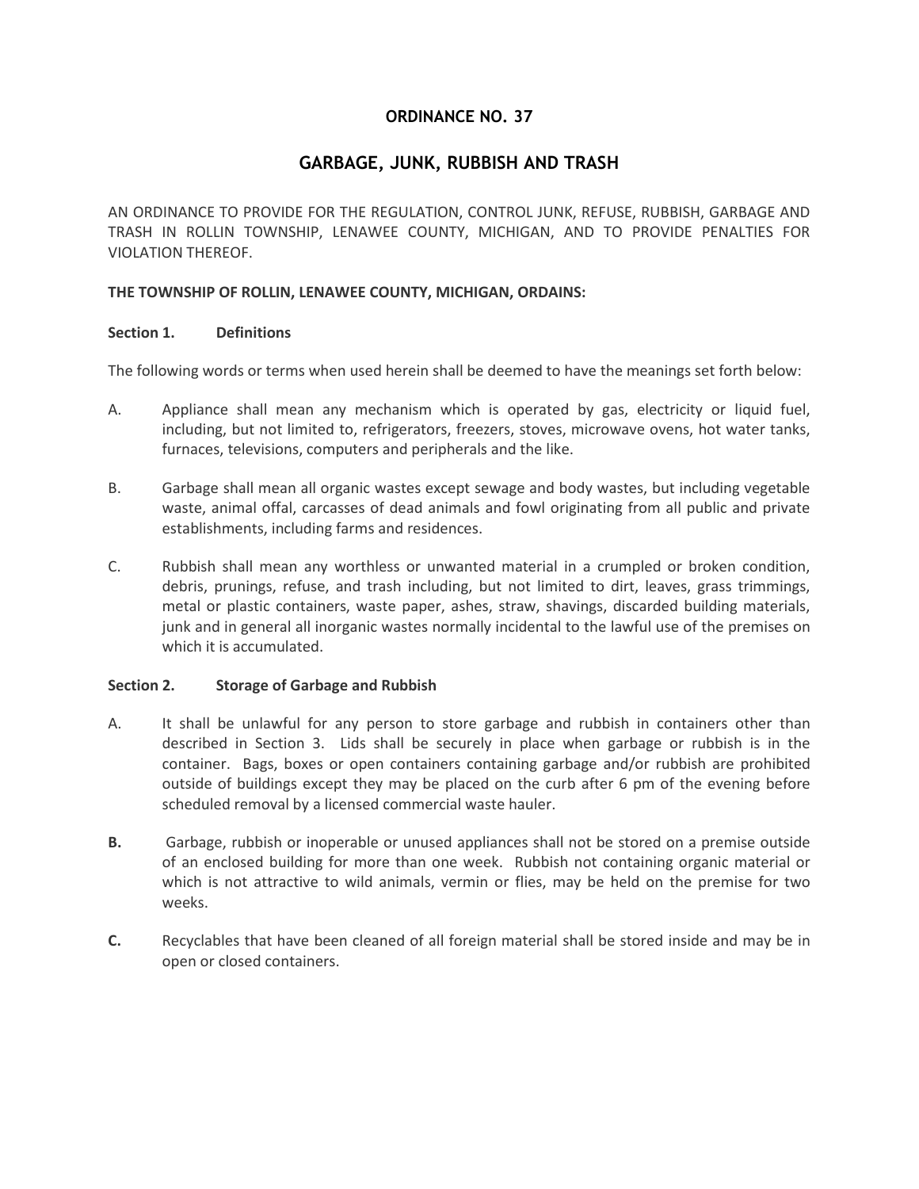# ORDINANCE NO. 37

## GARBAGE, JUNK, RUBBISH AND TRASH

AN ORDINANCE TO PROVIDE FOR THE REGULATION, CONTROL JUNK, REFUSE, RUBBISH, GARBAGE AND TRASH IN ROLLIN TOWNSHIP, LENAWEE COUNTY, MICHIGAN, AND TO PROVIDE PENALTIES FOR VIOLATION THEREOF.

**THE TOWNSHIP OF ROLLIN, LENAWEE COUNTY, MICHIGAN, ORDAINS:**

### Section 1. Definitions

The following words or terms when used herein shall be deemed to have the meanings set forth below:

A. Appliance shall mean any mechanism which is operated by gas, electricity or liquid fuel, including, but not limited to, refrigerators, freezers, stoves, microwave ovens, hot water tanks, furnaces, televisions, computers and peripherals and the like.

B. Garbage shall mean all organic wastes except sewage and body wastes, but including vegetable waste, animal offal, carcasses of dead animals and fowl originating from all public and private establishments, including farms and residences.

C. Rubbish shall mean any worthless or unwanted material in a crumpled or broken condition, debris, prunings, refuse, and trash including, but not limited to dirt, leaves, grass trimmings, metal or plastic containers, waste paper, ashes, straw, shavings, discarded building materials, junk and in general all inorganic wastes normally incidental to the lawful use of the premises on which it is accumulated.

### Section 2. Storage of Garbage and Rubbish

A. It shall be unlawful for any person to store garbage and rubbish in containers other than described in Section 3. Lids shall be securely in place when garbage or rubbish is in the container. Bags, boxes or open containers containing garbage and/or rubbish are prohibited outside of buildings except they may be placed on the curb after 6 pm of the evening before scheduled removal by a licensed commercial waste hauler.

**B.** Garbage, rubbish or inoperable or unused appliances shall not be stored on a premise outside of an enclosed building for more than one week. Rubbish not containing organic material or which is not attractive to wild animals, vermin or flies, may be held on the premise for two weeks.

**C.** Recyclables that have been cleaned of all foreign material shall be stored inside and may be in open or closed containers.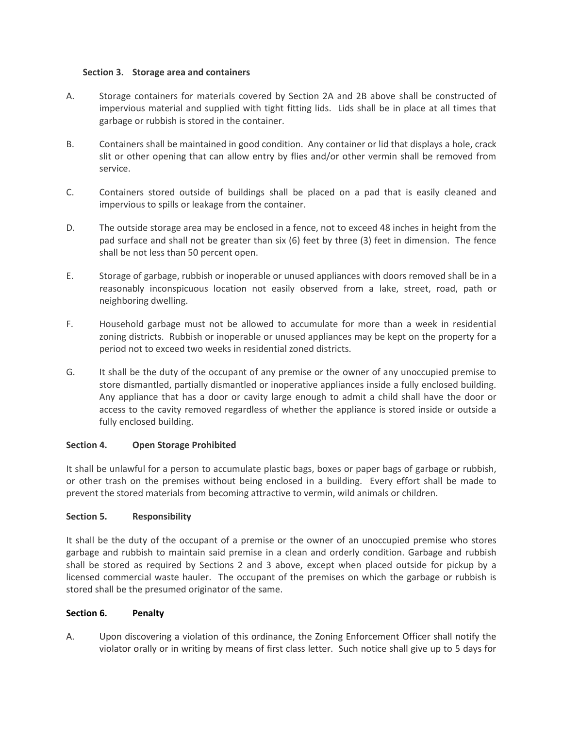### Section 3. Storage area and containers

A. Storage containers for materials covered by Section 2A and 2B above shall be constructed of impervious material and supplied with tight fitting lids. Lids shall be in place at all times that garbage or rubbish is stored in the container.

B. Containers shall be maintained in good condition. Any container or lid that displays a hole, crack slit or other opening that can allow entry by flies and/or other vermin shall be removed from service.

C. Containers stored outside of buildings shall be placed on a pad that is easily cleaned and impervious to spills or leakage from the container.

D. The outside storage area may be enclosed in a fence, not to exceed 48 inches in height from the pad surface and shall not be greater than six (6) feet by three (3) feet in dimension. The fence shall be not less than 50 percent open.

E. Storage of garbage, rubbish or inoperable or unused appliances with doors removed shall be in a reasonably inconspicuous location not easily observed from a lake, street, road, path or neighboring dwelling.

F. Household garbage must not be allowed to accumulate for more than a week in residential zoning districts. Rubbish or inoperable or unused appliances may be kept on the property for a period not to exceed two weeks in residential zoned districts.

G. It shall be the duty of the occupant of any premise or the owner of any unoccupied premise to store dismantled, partially dismantled or inoperative appliances inside a fully enclosed building. Any appliance that has a door or cavity large enough to admit a child shall have the door or access to the cavity removed regardless of whether the appliance is stored inside or outside a fully enclosed building.

### Section 4. Open Storage Prohibited

It shall be unlawful for a person to accumulate plastic bags, boxes or paper bags of garbage or rubbish, or other trash on the premises without being enclosed in a building. Every effort shall be made to prevent the stored materials from becoming attractive to vermin, wild animals or children.

### Section 5. Responsibility

It shall be the duty of the occupant of a premise or the owner of an unoccupied premise who stores garbage and rubbish to maintain said premise in a clean and orderly condition. Garbage and rubbish shall be stored as required by Sections 2 and 3 above, except when placed outside for pickup by a licensed commercial waste hauler. The occupant of the premises on which the garbage or rubbish is stored shall be the presumed originator of the same.

### Section 6. Penalty

A. Upon discovering a violation of this ordinance, the Zoning Enforcement Officer shall notify the violator orally or in writing by means of first class letter. Such notice shall give up to 5 days for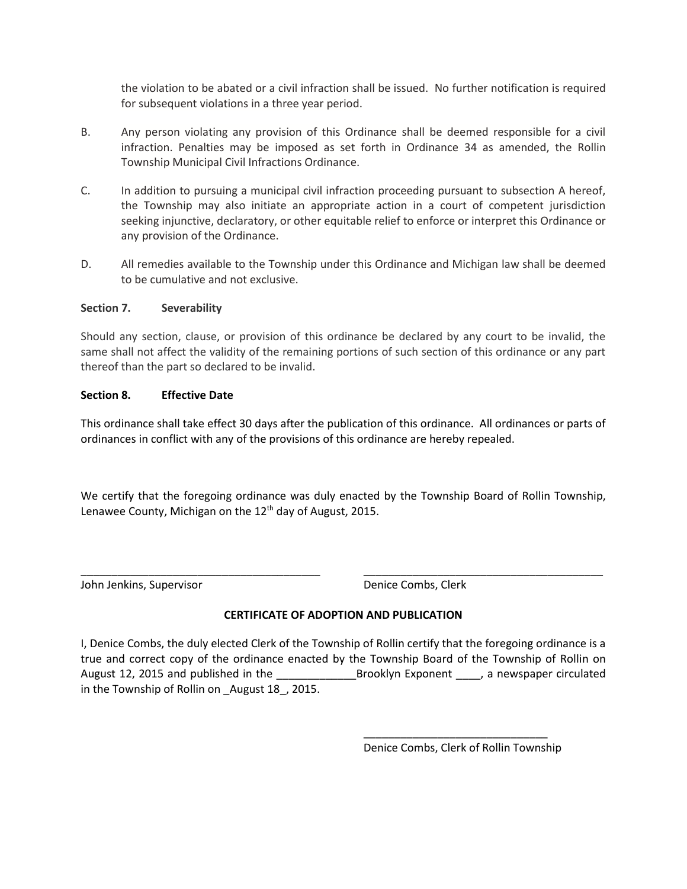the violation to be abated or a civil infraction shall be issued. No further notification is required for subsequent violations in a three year period.

B. Any person violating any provision of this Ordinance shall be deemed responsible for a civil infraction. Penalties may be imposed as set forth in Ordinance 34 as amended, the Rollin Township Municipal Civil Infractions Ordinance.

C. In addition to pursuing a municipal civil infraction proceeding pursuant to subsection A hereof, the Township may also initiate an appropriate action in a court of competent jurisdiction seeking injunctive, declaratory, or other equitable relief to enforce or interpret this Ordinance or any provision of the Ordinance.

D. All remedies available to the Township under this Ordinance and Michigan law shall be deemed to be cumulative and not exclusive.

**Section 7. Severability**

Should any section, clause, or provision of this ordinance be declared by any court to be invalid, the same shall not affect the validity of the remaining portions of such section of this ordinance or any part thereof than the part so declared to be invalid.

**Section 8. Effective Date**

This ordinance shall take effect 30 days after the publication of this ordinance. All ordinances or parts of ordinances in conflict with any of the provisions of this ordinance are hereby repealed.

We certify that the foregoing ordinance was duly enacted by the Township Board of Rollin Township, Lenawee County, Michigan on the 12th day of August, 2015.

________________________________________ ________________________________________

John Jenkins, Supervisor Denice Combs, Clerk

**CERTIFICATE OF ADOPTION AND PUBLICATION**

I, Denice Combs, the duly elected Clerk of the Township of Rollin certify that the foregoing ordinance is a true and correct copy of the ordinance enacted by the Township Board of the Township of Rollin on August 12, 2015 and published in the _____________Brooklyn Exponent ____, a newspaper circulated in the Township of Rollin on _August 18_, 2015.

______________________________

Denice Combs, Clerk of Rollin Township